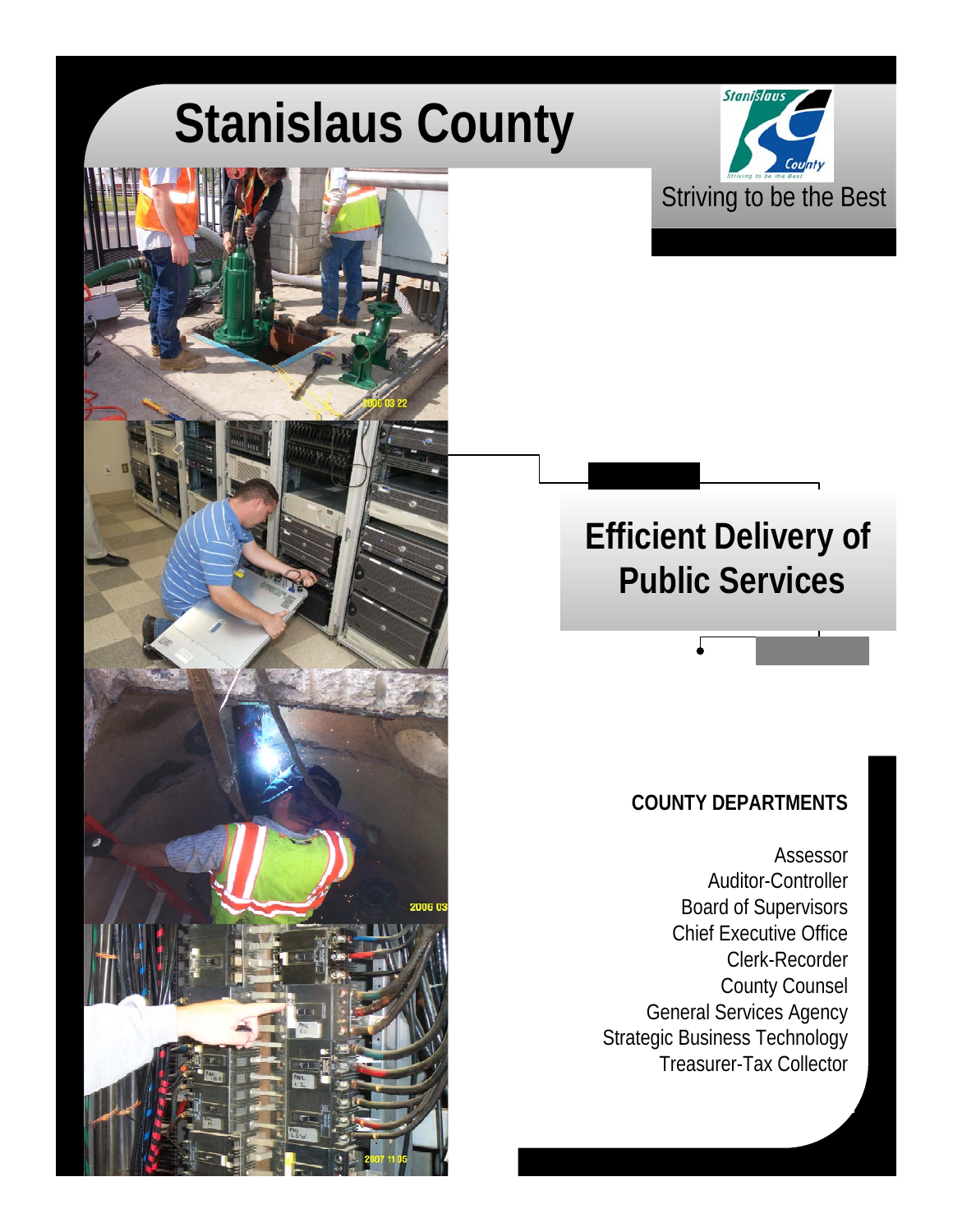# Stanislaus County

Striving to be the Best

## Efficient Delivery of Public Services

**COUNTY DEPARTMENTS**

Assessor
Auditor-Controller
Board of Supervisors
Chief Executive Office
Clerk-Recorder
County Counsel
General Services Agency
Strategic Business Technology
Treasurer-Tax Collector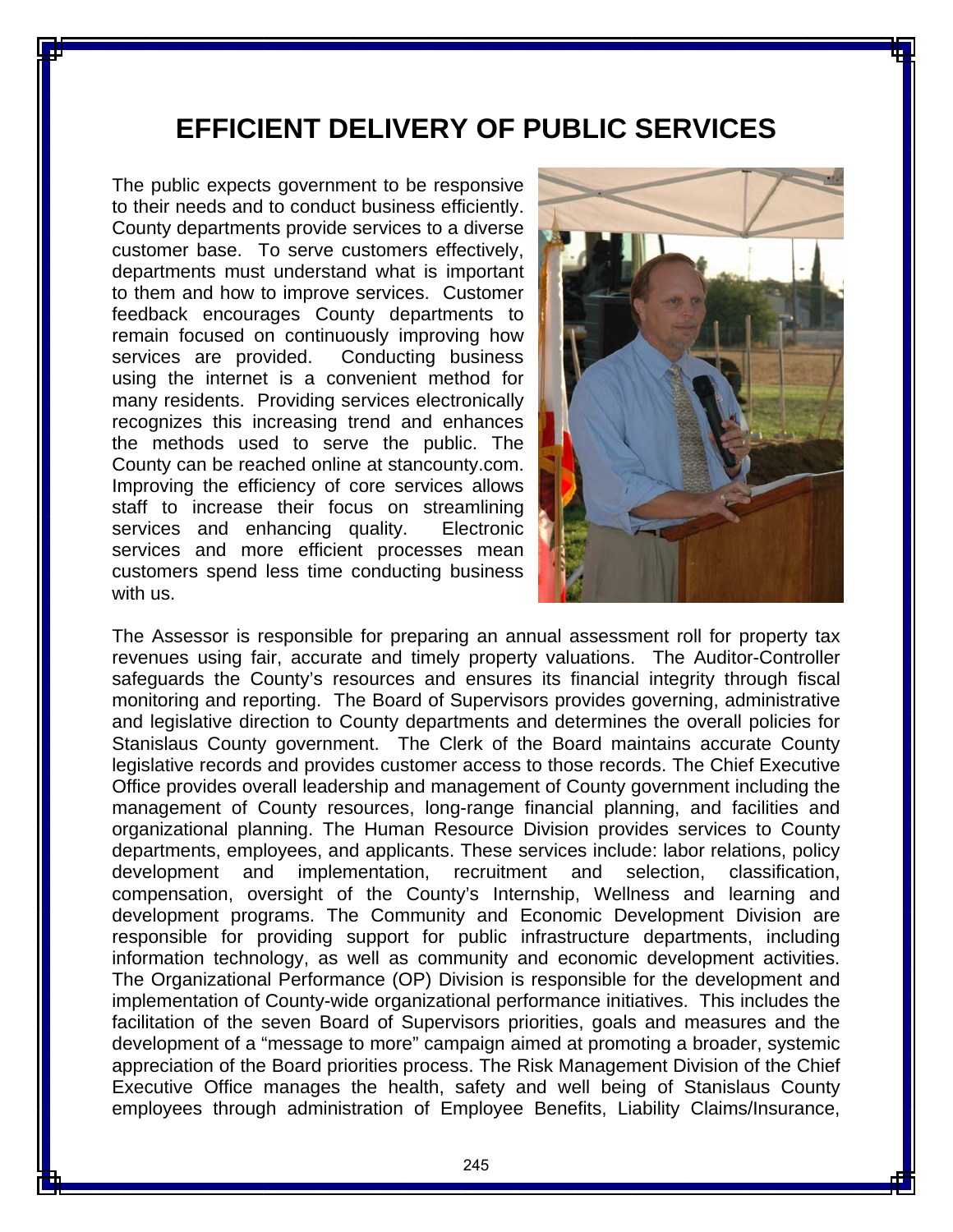# EFFICIENT DELIVERY OF PUBLIC SERVICES

The public expects government to be responsive to their needs and to conduct business efficiently. County departments provide services to a diverse customer base. To serve customers effectively, departments must understand what is important to them and how to improve services. Customer feedback encourages County departments to remain focused on continuously improving how services are provided. Conducting business using the internet is a convenient method for many residents. Providing services electronically recognizes this increasing trend and enhances the methods used to serve the public. The County can be reached online at stancounty.com. Improving the efficiency of core services allows staff to increase their focus on streamlining services and enhancing quality. Electronic services and more efficient processes mean customers spend less time conducting business with us.

The Assessor is responsible for preparing an annual assessment roll for property tax revenues using fair, accurate and timely property valuations. The Auditor-Controller safeguards the County's resources and ensures its financial integrity through fiscal monitoring and reporting. The Board of Supervisors provides governing, administrative and legislative direction to County departments and determines the overall policies for Stanislaus County government. The Clerk of the Board maintains accurate County legislative records and provides customer access to those records. The Chief Executive Office provides overall leadership and management of County government including the management of County resources, long-range financial planning, and facilities and organizational planning. The Human Resource Division provides services to County departments, employees, and applicants. These services include: labor relations, policy development and implementation, recruitment and selection, classification, compensation, oversight of the County's Internship, Wellness and learning and development programs. The Community and Economic Development Division are responsible for providing support for public infrastructure departments, including information technology, as well as community and economic development activities. The Organizational Performance (OP) Division is responsible for the development and implementation of County-wide organizational performance initiatives. This includes the facilitation of the seven Board of Supervisors priorities, goals and measures and the development of a "message to more" campaign aimed at promoting a broader, systemic appreciation of the Board priorities process. The Risk Management Division of the Chief Executive Office manages the health, safety and well being of Stanislaus County employees through administration of Employee Benefits, Liability Claims/Insurance,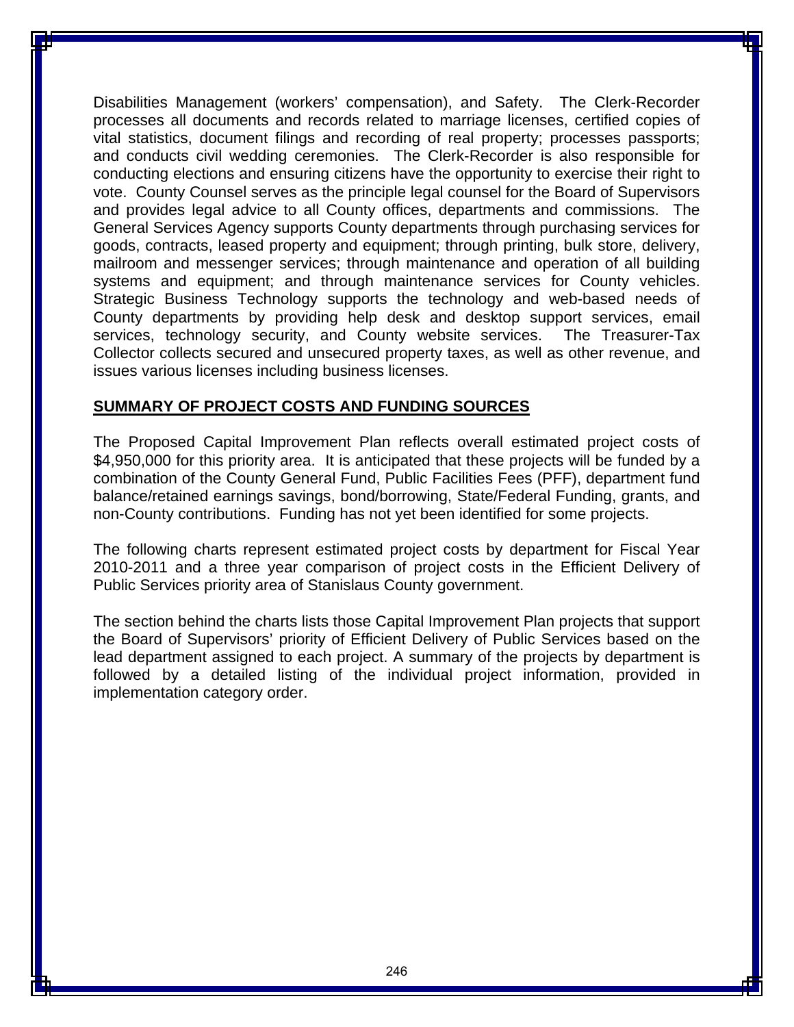Disabilities Management (workers' compensation), and Safety. The Clerk-Recorder processes all documents and records related to marriage licenses, certified copies of vital statistics, document filings and recording of real property; processes passports; and conducts civil wedding ceremonies. The Clerk-Recorder is also responsible for conducting elections and ensuring citizens have the opportunity to exercise their right to vote. County Counsel serves as the principle legal counsel for the Board of Supervisors and provides legal advice to all County offices, departments and commissions. The General Services Agency supports County departments through purchasing services for goods, contracts, leased property and equipment; through printing, bulk store, delivery, mailroom and messenger services; through maintenance and operation of all building systems and equipment; and through maintenance services for County vehicles. Strategic Business Technology supports the technology and web-based needs of County departments by providing help desk and desktop support services, email services, technology security, and County website services. The Treasurer-Tax Collector collects secured and unsecured property taxes, as well as other revenue, and issues various licenses including business licenses.

## SUMMARY OF PROJECT COSTS AND FUNDING SOURCES

The Proposed Capital Improvement Plan reflects overall estimated project costs of $4,950,000 for this priority area. It is anticipated that these projects will be funded by a combination of the County General Fund, Public Facilities Fees (PFF), department fund balance/retained earnings savings, bond/borrowing, State/Federal Funding, grants, and non-County contributions. Funding has not yet been identified for some projects.

The following charts represent estimated project costs by department for Fiscal Year 2010-2011 and a three year comparison of project costs in the Efficient Delivery of Public Services priority area of Stanislaus County government.

The section behind the charts lists those Capital Improvement Plan projects that support the Board of Supervisors' priority of Efficient Delivery of Public Services based on the lead department assigned to each project. A summary of the projects by department is followed by a detailed listing of the individual project information, provided in implementation category order.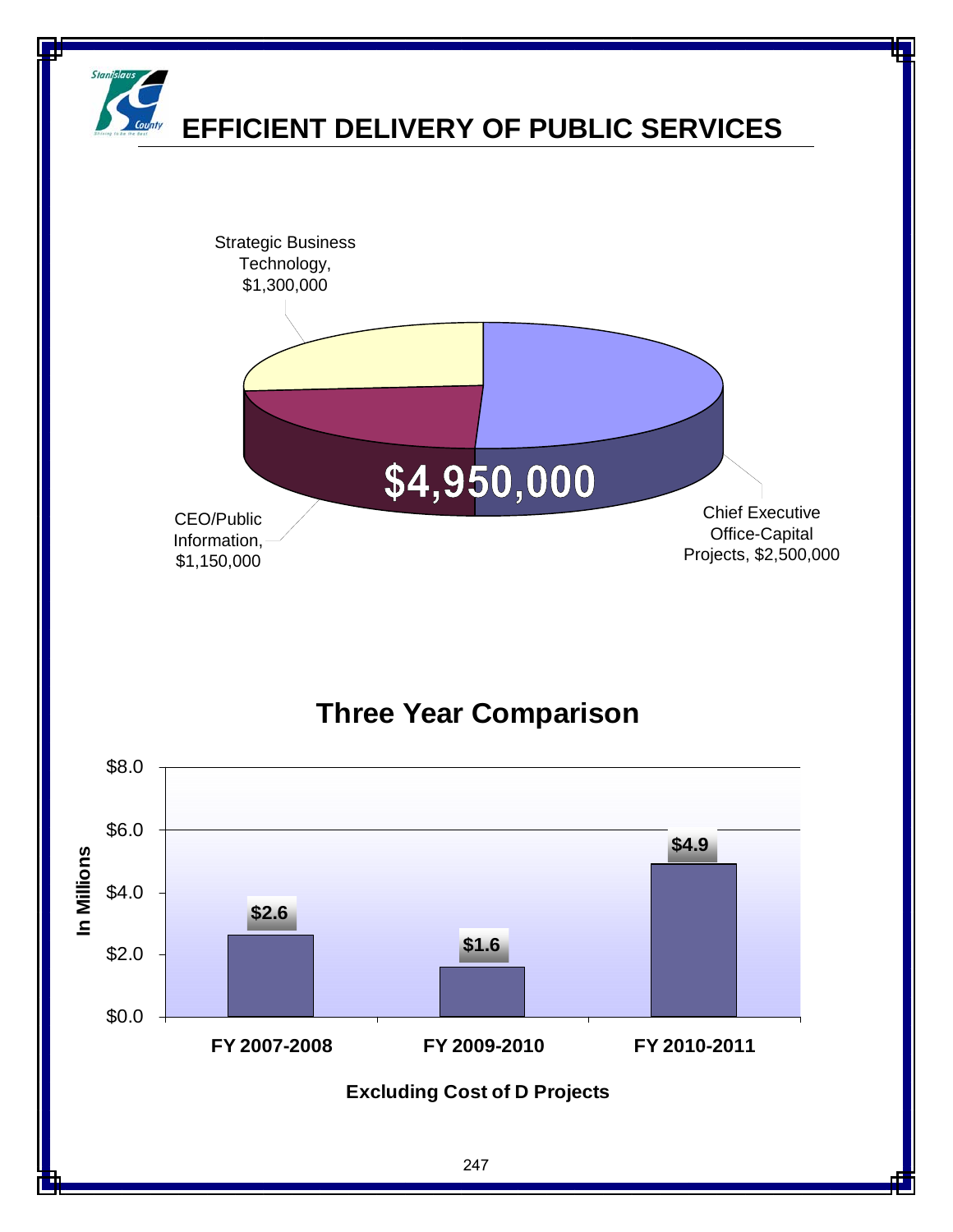# EFFICIENT DELIVERY OF PUBLIC SERVICES

Strategic Business Technology, $1,300,000

CEO/Public Information, $1,150,000

Chief Executive Office-Capital Projects, $2,500,000

$4,950,000

## Three Year Comparison

| | FY 2007-2008 | FY 2009-2010 | FY 2010-2011 |
|---|---|---|---|
| In Millions | $2.6 | $1.6 | $4.9 |

Excluding Cost of D Projects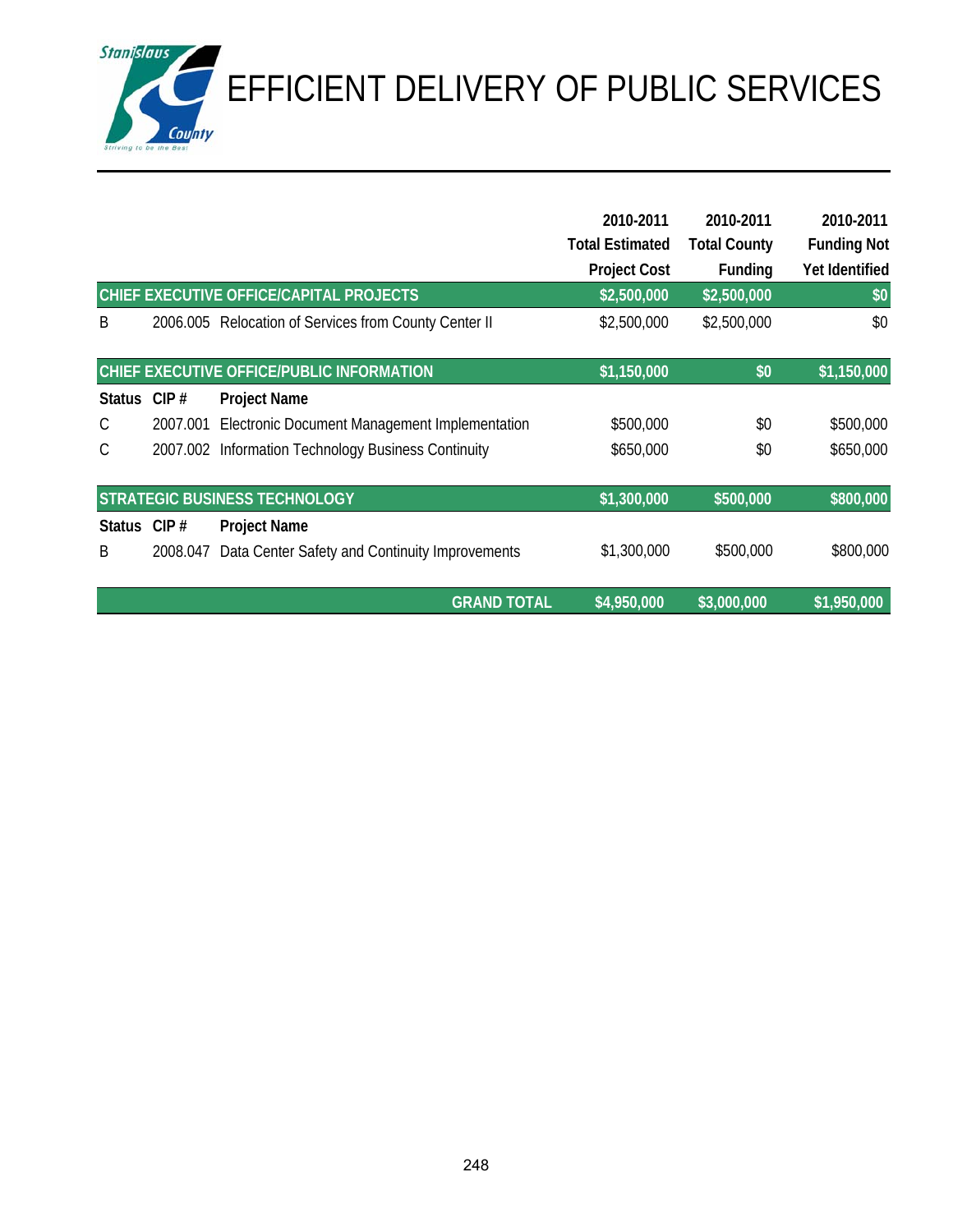# EFFICIENT DELIVERY OF PUBLIC SERVICES

| Status | CIP # | Project Name | 2010-2011 Total Estimated Project Cost | 2010-2011 Total County Funding | 2010-2011 Funding Not Yet Identified |
|---|---|---|---|---|---|
| **CHIEF EXECUTIVE OFFICE/CAPITAL PROJECTS** | | | **$2,500,000** | **$2,500,000** | **$0** |
| B | 2006.005 | Relocation of Services from County Center II | $2,500,000 | $2,500,000 | $0 |
| **CHIEF EXECUTIVE OFFICE/PUBLIC INFORMATION** | | | **$1,150,000** | **$0** | **$1,150,000** |
| **Status** | **CIP #** | **Project Name** | | | |
| C | 2007.001 | Electronic Document Management Implementation | $500,000 | $0 | $500,000 |
| C | 2007.002 | Information Technology Business Continuity | $650,000 | $0 | $650,000 |
| **STRATEGIC BUSINESS TECHNOLOGY** | | | **$1,300,000** | **$500,000** | **$800,000** |
| **Status** | **CIP #** | **Project Name** | | | |
| B | 2008.047 | Data Center Safety and Continuity Improvements | $1,300,000 | $500,000 | $800,000 |
| | | **GRAND TOTAL** | **$4,950,000** | **$3,000,000** | **$1,950,000** |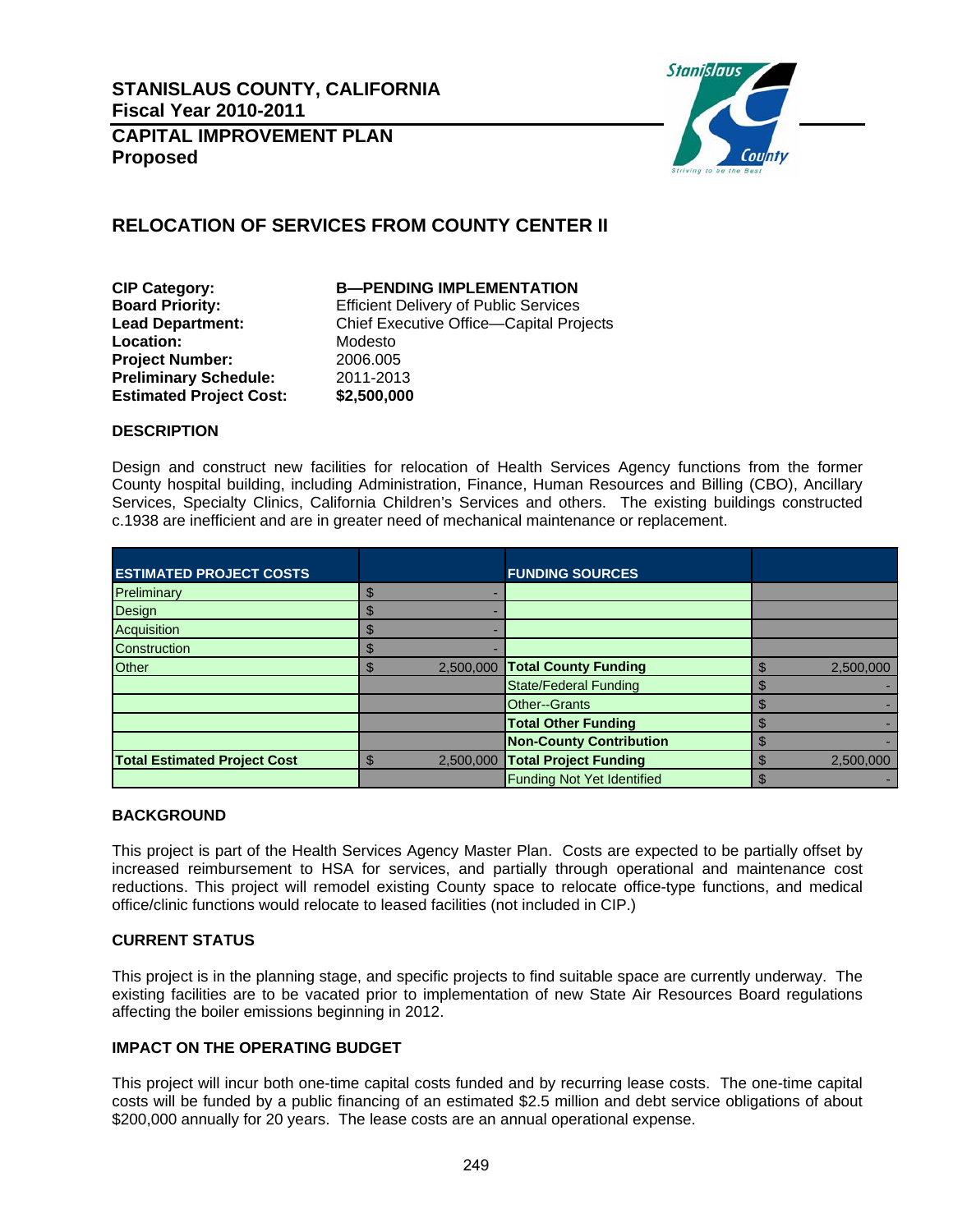STANISLAUS COUNTY, CALIFORNIA
Fiscal Year 2010-2011

**CAPITAL IMPROVEMENT PLAN**
**Proposed**

## RELOCATION OF SERVICES FROM COUNTY CENTER II

**CIP Category:** **B—PENDING IMPLEMENTATION**
**Board Priority:** Efficient Delivery of Public Services
**Lead Department:** Chief Executive Office—Capital Projects
**Location:** Modesto
**Project Number:** 2006.005
**Preliminary Schedule:** 2011-2013
**Estimated Project Cost:** **$2,500,000**

### DESCRIPTION

Design and construct new facilities for relocation of Health Services Agency functions from the former County hospital building, including Administration, Finance, Human Resources and Billing (CBO), Ancillary Services, Specialty Clinics, California Children's Services and others. The existing buildings constructed c.1938 are inefficient and are in greater need of mechanical maintenance or replacement.

| ESTIMATED PROJECT COSTS | | FUNDING SOURCES | |
|---|---|---|---|
| Preliminary | $ - | | |
| Design | $ - | | |
| Acquisition | $ - | | |
| Construction | $ - | | |
| Other | $ 2,500,000 | **Total County Funding** | $ 2,500,000 |
| | | State/Federal Funding | $ - |
| | | Other--Grants | $ - |
| | | **Total Other Funding** | $ - |
| | | **Non-County Contribution** | $ - |
| **Total Estimated Project Cost** | $ 2,500,000 | **Total Project Funding** | $ 2,500,000 |
| | | Funding Not Yet Identified | $ - |

### BACKGROUND

This project is part of the Health Services Agency Master Plan. Costs are expected to be partially offset by increased reimbursement to HSA for services, and partially through operational and maintenance cost reductions. This project will remodel existing County space to relocate office-type functions, and medical office/clinic functions would relocate to leased facilities (not included in CIP.)

### CURRENT STATUS

This project is in the planning stage, and specific projects to find suitable space are currently underway. The existing facilities are to be vacated prior to implementation of new State Air Resources Board regulations affecting the boiler emissions beginning in 2012.

### IMPACT ON THE OPERATING BUDGET

This project will incur both one-time capital costs funded and by recurring lease costs. The one-time capital costs will be funded by a public financing of an estimated $2.5 million and debt service obligations of about $200,000 annually for 20 years. The lease costs are an annual operational expense.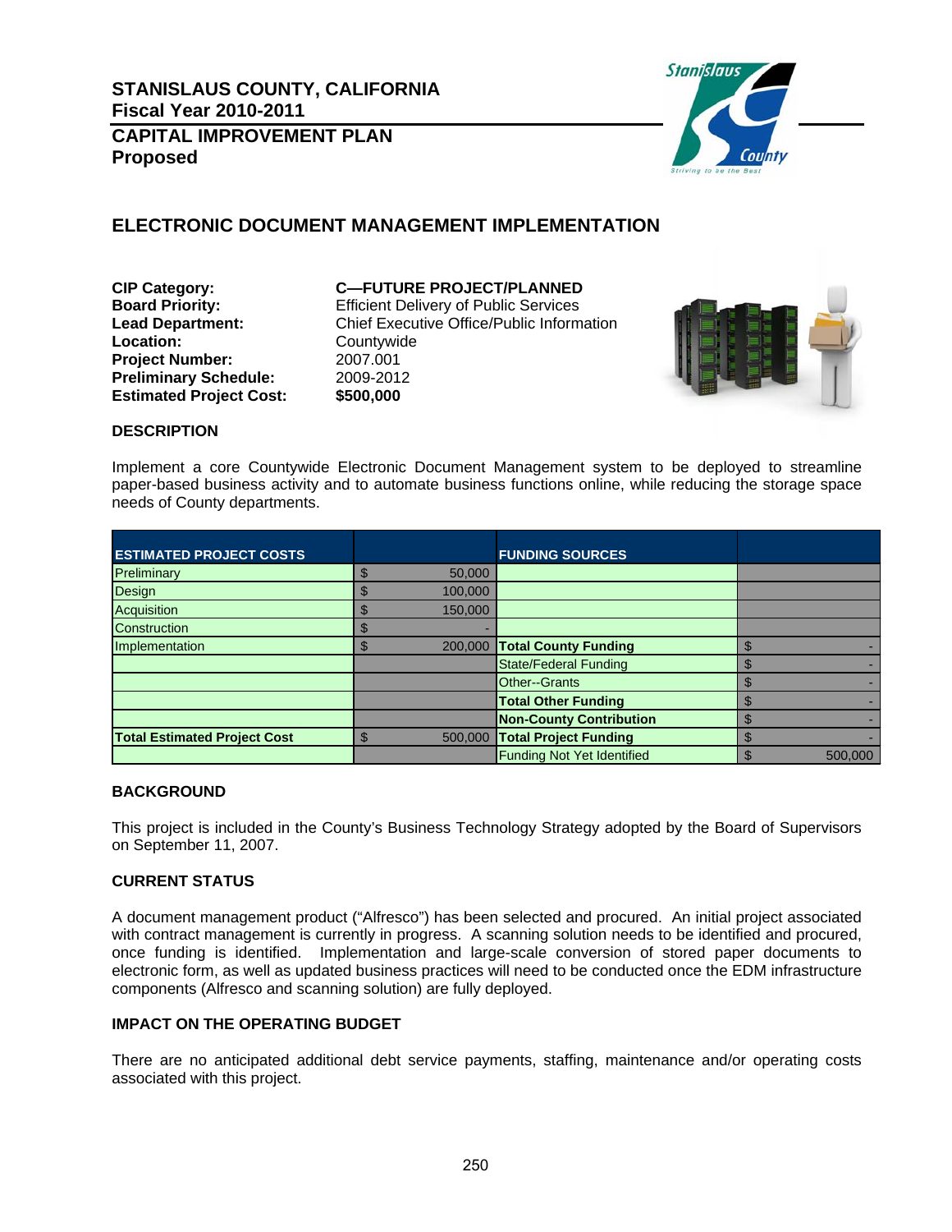# STANISLAUS COUNTY, CALIFORNIA
## Fiscal Year 2010-2011
## CAPITAL IMPROVEMENT PLAN
## Proposed

## ELECTRONIC DOCUMENT MANAGEMENT IMPLEMENTATION

**CIP Category:** **C—FUTURE PROJECT/PLANNED**
**Board Priority:** Efficient Delivery of Public Services
**Lead Department:** Chief Executive Office/Public Information
**Location:** Countywide
**Project Number:** 2007.001
**Preliminary Schedule:** 2009-2012
**Estimated Project Cost:** **$500,000**

### DESCRIPTION

Implement a core Countywide Electronic Document Management system to be deployed to streamline paper-based business activity and to automate business functions online, while reducing the storage space needs of County departments.

| ESTIMATED PROJECT COSTS | | FUNDING SOURCES | |
|---|---|---|---|
| Preliminary | $ 50,000 | | |
| Design | $ 100,000 | | |
| Acquisition | $ 150,000 | | |
| Construction | $ - | | |
| Implementation | $ 200,000 | **Total County Funding** | $ - |
| | | State/Federal Funding | $ - |
| | | Other--Grants | $ - |
| | | **Total Other Funding** | $ - |
| | | **Non-County Contribution** | $ - |
| **Total Estimated Project Cost** | $ 500,000 | **Total Project Funding** | $ - |
| | | Funding Not Yet Identified | $ 500,000 |

### BACKGROUND

This project is included in the County's Business Technology Strategy adopted by the Board of Supervisors on September 11, 2007.

### CURRENT STATUS

A document management product ("Alfresco") has been selected and procured. An initial project associated with contract management is currently in progress. A scanning solution needs to be identified and procured, once funding is identified. Implementation and large-scale conversion of stored paper documents to electronic form, as well as updated business practices will need to be conducted once the EDM infrastructure components (Alfresco and scanning solution) are fully deployed.

### IMPACT ON THE OPERATING BUDGET

There are no anticipated additional debt service payments, staffing, maintenance and/or operating costs associated with this project.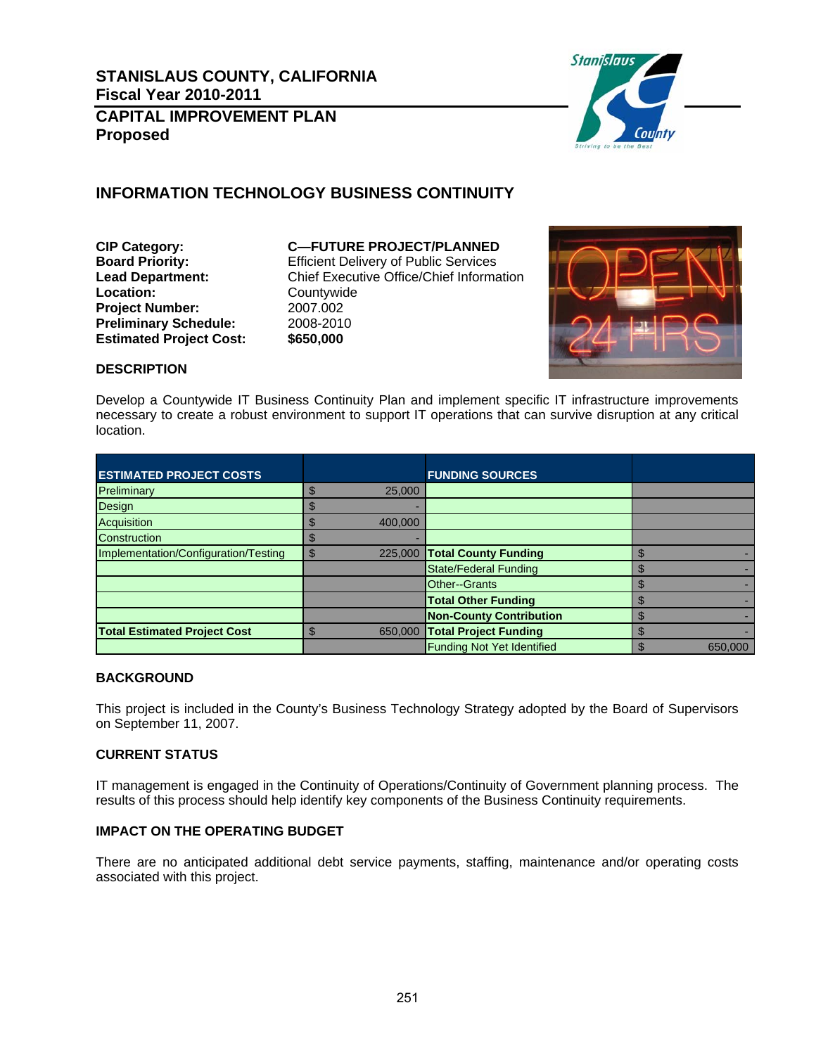# STANISLAUS COUNTY, CALIFORNIA
## Fiscal Year 2010-2011
## CAPITAL IMPROVEMENT PLAN
## Proposed

## INFORMATION TECHNOLOGY BUSINESS CONTINUITY

**CIP Category:** **C—FUTURE PROJECT/PLANNED**
**Board Priority:** Efficient Delivery of Public Services
**Lead Department:** Chief Executive Office/Chief Information
**Location:** Countywide
**Project Number:** 2007.002
**Preliminary Schedule:** 2008-2010
**Estimated Project Cost:** **$650,000**

### DESCRIPTION

Develop a Countywide IT Business Continuity Plan and implement specific IT infrastructure improvements necessary to create a robust environment to support IT operations that can survive disruption at any critical location.

| ESTIMATED PROJECT COSTS | | FUNDING SOURCES | |
|---|---|---|---|
| Preliminary | $ 25,000 | | |
| Design | $ - | | |
| Acquisition | $ 400,000 | | |
| Construction | $ - | | |
| Implementation/Configuration/Testing | $ 225,000 | **Total County Funding** | $ - |
| | | State/Federal Funding | $ - |
| | | Other--Grants | $ - |
| | | **Total Other Funding** | $ - |
| | | **Non-County Contribution** | $ - |
| **Total Estimated Project Cost** | $ 650,000 | **Total Project Funding** | $ - |
| | | Funding Not Yet Identified | $ 650,000 |

### BACKGROUND

This project is included in the County's Business Technology Strategy adopted by the Board of Supervisors on September 11, 2007.

### CURRENT STATUS

IT management is engaged in the Continuity of Operations/Continuity of Government planning process. The results of this process should help identify key components of the Business Continuity requirements.

### IMPACT ON THE OPERATING BUDGET

There are no anticipated additional debt service payments, staffing, maintenance and/or operating costs associated with this project.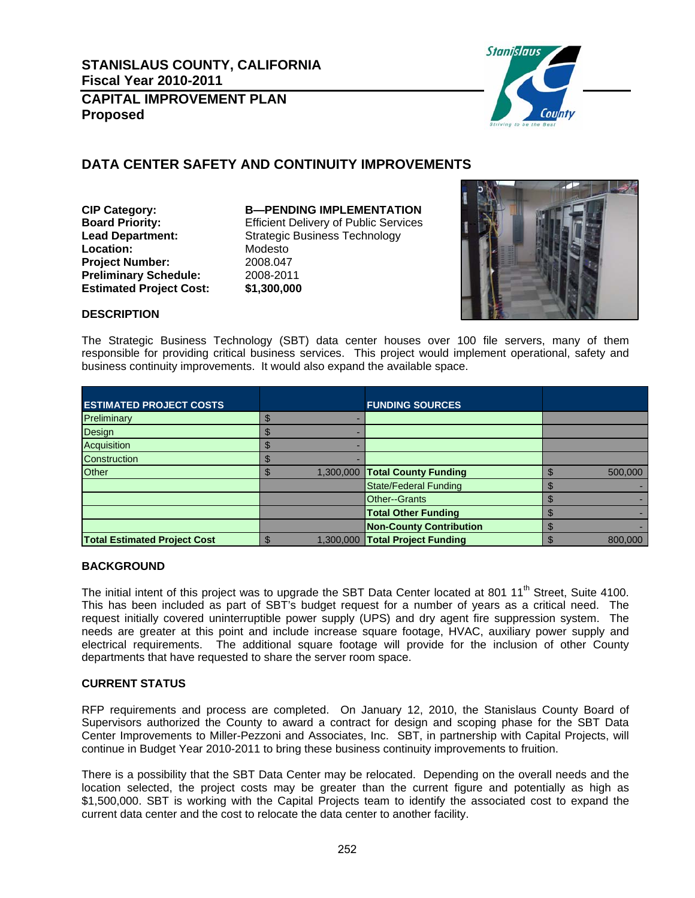# STANISLAUS COUNTY, CALIFORNIA
## Fiscal Year 2010-2011
## CAPITAL IMPROVEMENT PLAN
## Proposed

## DATA CENTER SAFETY AND CONTINUITY IMPROVEMENTS

**CIP Category:** **B—PENDING IMPLEMENTATION**
**Board Priority:** Efficient Delivery of Public Services
**Lead Department:** Strategic Business Technology
**Location:** Modesto
**Project Number:** 2008.047
**Preliminary Schedule:** 2008-2011
**Estimated Project Cost:** **$1,300,000**

### DESCRIPTION

The Strategic Business Technology (SBT) data center houses over 100 file servers, many of them responsible for providing critical business services. This project would implement operational, safety and business continuity improvements. It would also expand the available space.

| ESTIMATED PROJECT COSTS | | FUNDING SOURCES | |
|---|---|---|---|
| Preliminary | $ - | | |
| Design | $ - | | |
| Acquisition | $ - | | |
| Construction | $ - | | |
| Other | $ 1,300,000 | **Total County Funding** | $ 500,000 |
| | | State/Federal Funding | $ - |
| | | Other--Grants | $ - |
| | | **Total Other Funding** | $ - |
| | | **Non-County Contribution** | $ - |
| **Total Estimated Project Cost** | $ 1,300,000 | **Total Project Funding** | $ 800,000 |

### BACKGROUND

The initial intent of this project was to upgrade the SBT Data Center located at 801 11th Street, Suite 4100. This has been included as part of SBT's budget request for a number of years as a critical need. The request initially covered uninterruptible power supply (UPS) and dry agent fire suppression system. The needs are greater at this point and include increase square footage, HVAC, auxiliary power supply and electrical requirements. The additional square footage will provide for the inclusion of other County departments that have requested to share the server room space.

### CURRENT STATUS

RFP requirements and process are completed. On January 12, 2010, the Stanislaus County Board of Supervisors authorized the County to award a contract for design and scoping phase for the SBT Data Center Improvements to Miller-Pezzoni and Associates, Inc. SBT, in partnership with Capital Projects, will continue in Budget Year 2010-2011 to bring these business continuity improvements to fruition.

There is a possibility that the SBT Data Center may be relocated. Depending on the overall needs and the location selected, the project costs may be greater than the current figure and potentially as high as $1,500,000. SBT is working with the Capital Projects team to identify the associated cost to expand the current data center and the cost to relocate the data center to another facility.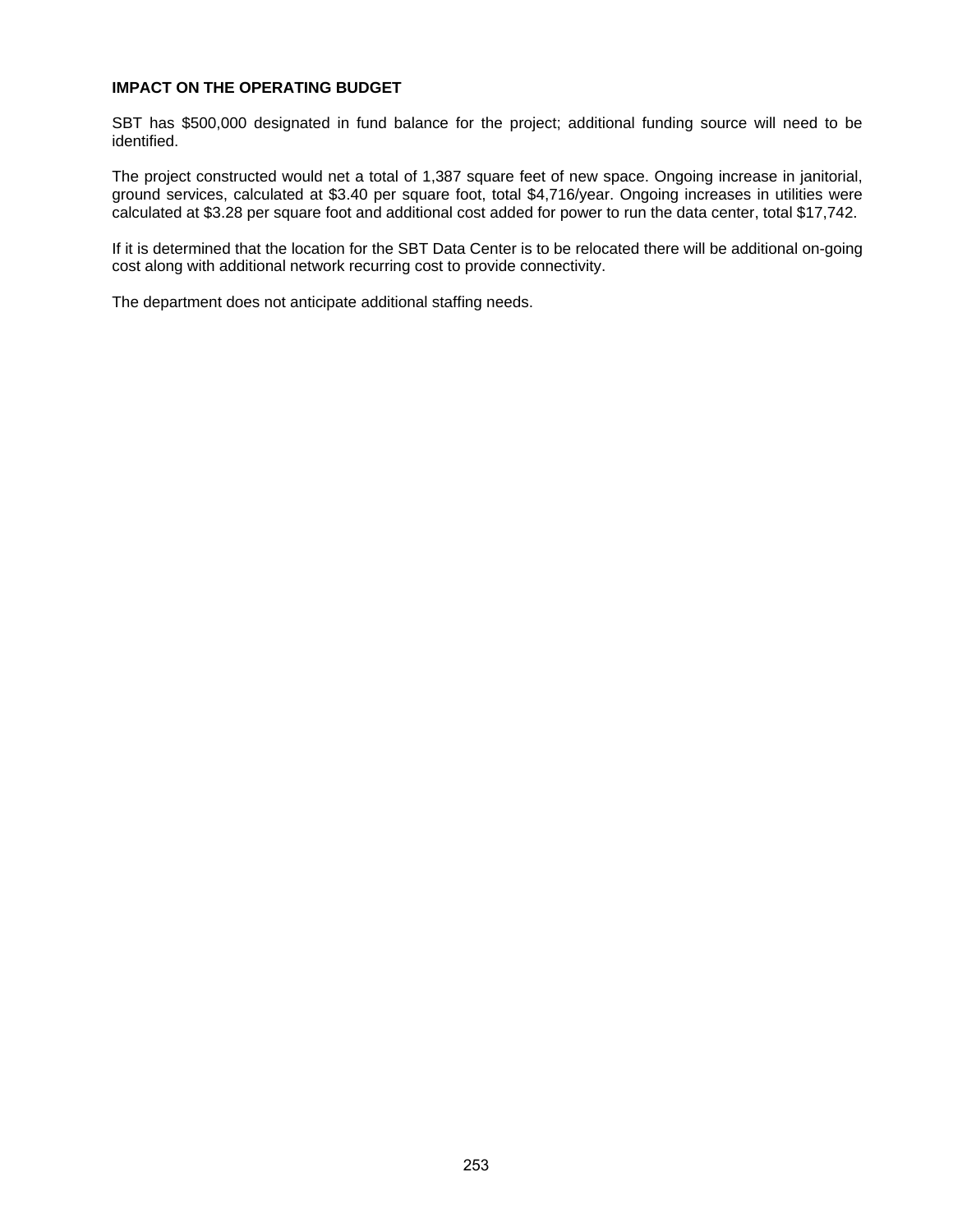**IMPACT ON THE OPERATING BUDGET**

SBT has $500,000 designated in fund balance for the project; additional funding source will need to be identified.

The project constructed would net a total of 1,387 square feet of new space. Ongoing increase in janitorial, ground services, calculated at $3.40 per square foot, total $4,716/year. Ongoing increases in utilities were calculated at $3.28 per square foot and additional cost added for power to run the data center, total $17,742.

If it is determined that the location for the SBT Data Center is to be relocated there will be additional on-going cost along with additional network recurring cost to provide connectivity.

The department does not anticipate additional staffing needs.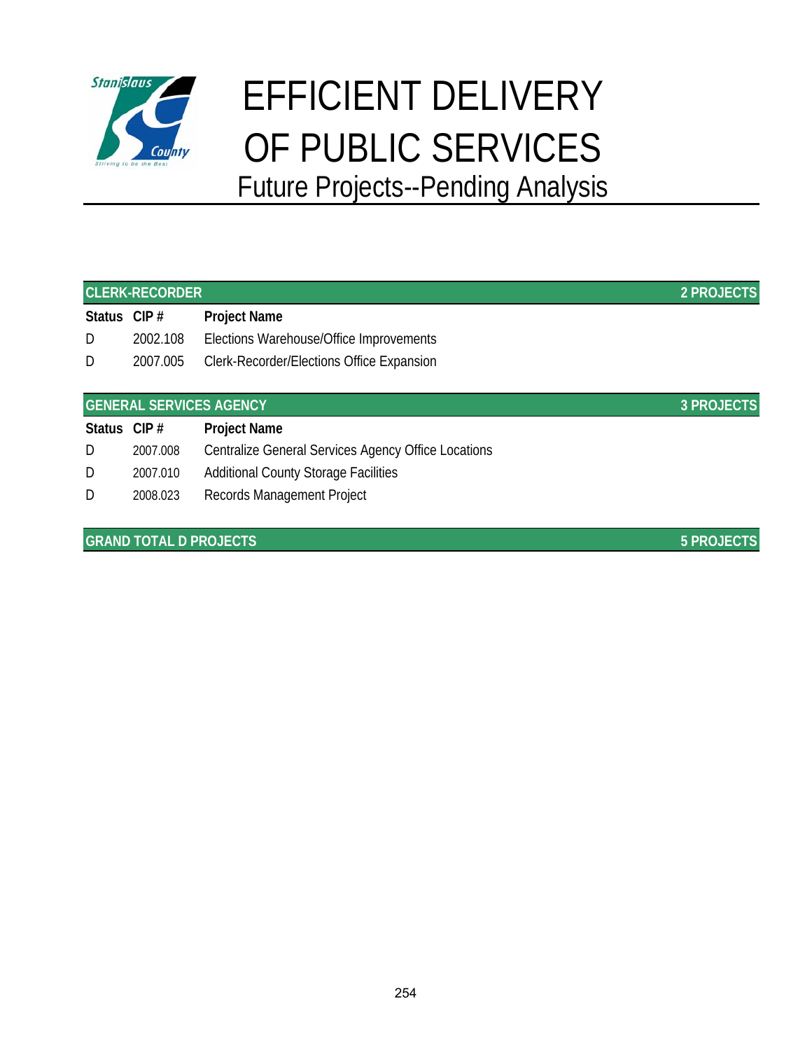# EFFICIENT DELIVERY OF PUBLIC SERVICES

## Future Projects--Pending Analysis

| CLERK-RECORDER | | 2 PROJECTS |
|---|---|---|
| **Status** | **CIP #** | **Project Name** |
| D | 2002.108 | Elections Warehouse/Office Improvements |
| D | 2007.005 | Clerk-Recorder/Elections Office Expansion |

| GENERAL SERVICES AGENCY | | 3 PROJECTS |
|---|---|---|
| **Status** | **CIP #** | **Project Name** |
| D | 2007.008 | Centralize General Services Agency Office Locations |
| D | 2007.010 | Additional County Storage Facilities |
| D | 2008.023 | Records Management Project |

**GRAND TOTAL D PROJECTS** — **5 PROJECTS**